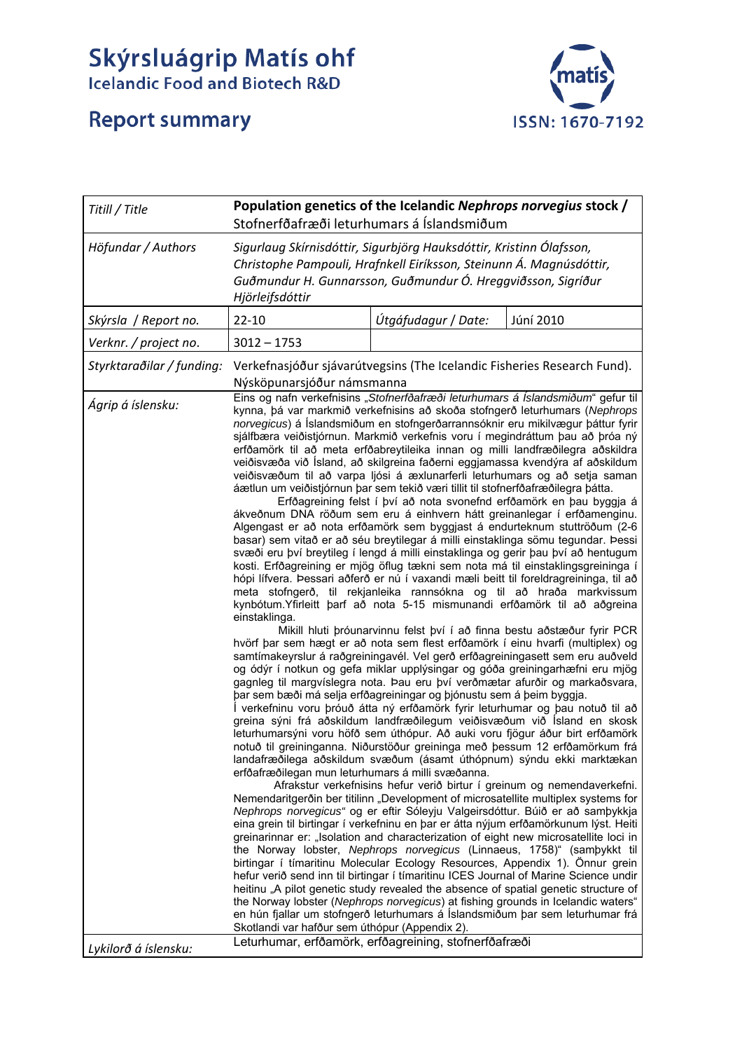# Skýrsluágrip Matís ohf

Icelandic Food and Biotech R&D

## Report summary

ISSN: 1670-7192

| Titill / Title | **Population genetics of the Icelandic *Nephrops norvegicus* stock /** Stofnerfðafræði leturhumars á Íslandsmiðum | | |
|---|---|---|---|
| Höfundar / Authors | *Sigurlaug Skírnisdóttir, Sigurbjörg Hauksdóttir, Kristinn Ólafsson, Christophe Pampouli, Hrafnkell Eiríksson, Steinunn Á. Magnúsdóttir, Guðmundur H. Gunnarsson, Guðmundur Ó. Hreggviðsson, Sigríður Hjörleifsdóttir* | | |
| Skýrsla / Report no. | 22-10 | Útgáfudagur / Date: | Júní 2010 |
| Verknr. / project no. | 3012 – 1753 | | |
| Styrktaraðilar / funding: | Verkefnasjóður sjávarútvegsins (The Icelandic Fisheries Research Fund). Nýsköpunarsjóður námsmanna | | |

**Ágrip á íslensku:**

Eins og nafn verkefnisins „*Stofnerfðafræði leturhumars á Íslandsmiðum*" gefur til kynna, þá var markmið verkefnisins að skoða stofngerð leturhumars (*Nephrops norvegicus*) á Íslandsmiðum en stofngerðarrannsóknir eru mikilvægur þáttur fyrir sjálfbæra veiðistjórnun. Markmið verkefnis voru í megindráttum þau að þróa ný erfðamörk til að meta erfðabreytileika innan og milli landfræðilegra aðskildra veiðisvæða við Ísland, að skilgreina faðerni eggjamassa kvendýra af aðskildum veiðisvæðum til að varpa ljósi á æxlunarferli leturhumars og að setja saman áætlun um veiðistjórnun þar sem tekið væri tillit til stofnerfðafræðilegra þátta.

Erfðagreining felst í því að nota svonefnd erfðamörk en þau byggja á ákveðnum DNA röðum sem eru á einhvern hátt greinanlegar í erfðamenginu. Algengast er að nota erfðamörk sem byggjast á endurteknum stuttröðum (2-6 basar) sem vitað er að séu breytilegar á milli einstaklinga sömu tegundar. Þessi svæði eru því breytileg í lengd á milli einstaklinga og gerir þau því að hentugum kosti. Erfðagreining er mjög öflug tækni sem nota má til einstaklingsgreininga í hópi lífvera. Þessari aðferð er nú í vaxandi mæli beitt til foreldragreininga, til að meta stofngerð, til rekjanleika rannsókna og til að hraða markvissum kynbótum.Yfirleitt þarf að nota 5-15 mismunandi erfðamörk til að aðgreina einstaklinga.

Mikill hluti þróunarvinnu felst því í að finna bestu aðstæður fyrir PCR hvörf þar sem hægt er að nota sem flest erfðamörk í einu hvarfi (multiplex) og samtímakeyrslur á raðgreiningavél. Vel gerð erfðagreiningasett sem eru auðveld og ódýr í notkun og gefa miklar upplýsingar og góða greiningarhæfni eru mjög gagnleg til margvíslegra nota. Þau eru því verðmætar afurðir og markaðsvara, þar sem bæði má selja erfðagreiningar og þjónustu sem á þeim byggja.

Í verkefninu voru þróuð átta ný erfðamörk fyrir leturhumar og þau notuð til að greina sýni frá aðskildum landfræðilegum veiðisvæðum við Ísland en skosk leturhumarsýni voru höfð sem úthópur. Að auki voru fjögur áður birt erfðamörk notuð til greininganna. Niðurstöður greininga með þessum 12 erfðamörkum frá landafræðilega aðskildum svæðum (ásamt úthópnum) sýndu ekki marktækan erfðafræðilegan mun leturhumars á milli svæðanna.

Afrakstur verkefnisins hefur verið birtur í greinum og nemendaverkefni. Nemendaritgerðin ber titilinn „Development of microsatellite multiplex systems for *Nephrops norvegicus*" og er eftir Sóleyju Valgeirsdóttur. Búið er að samþykkja eina grein til birtingar í verkefninu en þar er átta nýjum erfðamörkunum lýst. Heiti greinarinnar er: „Isolation and characterization of eight new microsatellite loci in the Norway lobster, *Nephrops norvegicus* (Linnaeus, 1758)" (samþykkt til birtingar í tímaritinu Molecular Ecology Resources, Appendix 1). Önnur grein hefur verið send inn til birtingar í tímaritinu ICES Journal of Marine Science undir heitinu „A pilot genetic study revealed the absence of spatial genetic structure of the Norway lobster (*Nephrops norvegicus*) at fishing grounds in Icelandic waters" en hún fjallar um stofngerð leturhumars á Íslandsmiðum þar sem leturhumar frá Skotlandi var hafður sem úthópur (Appendix 2).

**Lykilorð á íslensku:** Leturhumar, erfðamörk, erfðagreining, stofnerfðafræði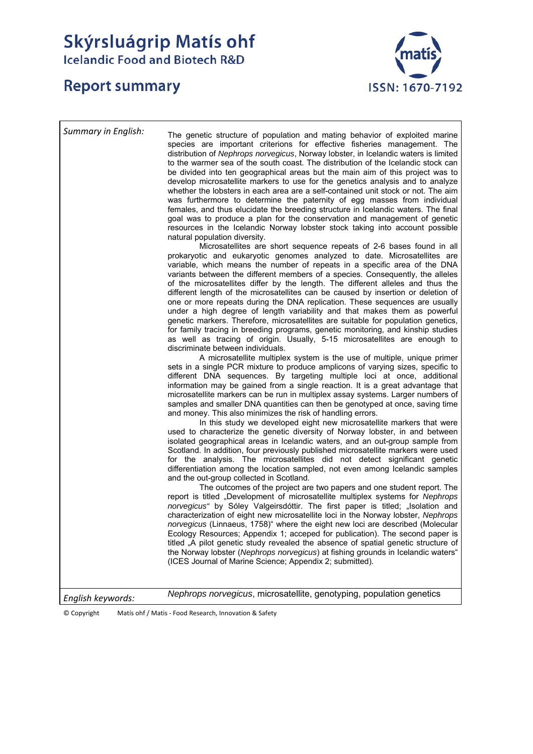# Skýrsluágrip Matís ohf
## Icelandic Food and Biotech R&D

# Report summary

ISSN: 1670-7192

*Summary in English:*

The genetic structure of population and mating behavior of exploited marine species are important criterions for effective fisheries management. The distribution of *Nephrops norvegicus*, Norway lobster, in Icelandic waters is limited to the warmer sea of the south coast. The distribution of the Icelandic stock can be divided into ten geographical areas but the main aim of this project was to develop microsatellite markers to use for the genetics analysis and to analyze whether the lobsters in each area are a self-contained unit stock or not. The aim was furthermore to determine the paternity of egg masses from individual females, and thus elucidate the breeding structure in Icelandic waters. The final goal was to produce a plan for the conservation and management of genetic resources in the Icelandic Norway lobster stock taking into account possible natural population diversity.

Microsatellites are short sequence repeats of 2-6 bases found in all prokaryotic and eukaryotic genomes analyzed to date. Microsatellites are variable, which means the number of repeats in a specific area of the DNA variants between the different members of a species. Consequently, the alleles of the microsatellites differ by the length. The different alleles and thus the different length of the microsatellites can be caused by insertion or deletion of one or more repeats during the DNA replication. These sequences are usually under a high degree of length variability and that makes them as powerful genetic markers. Therefore, microsatellites are suitable for population genetics, for family tracing in breeding programs, genetic monitoring, and kinship studies as well as tracing of origin. Usually, 5-15 microsatellites are enough to discriminate between individuals.

A microsatellite multiplex system is the use of multiple, unique primer sets in a single PCR mixture to produce amplicons of varying sizes, specific to different DNA sequences. By targeting multiple loci at once, additional information may be gained from a single reaction. It is a great advantage that microsatellite markers can be run in multiplex assay systems. Larger numbers of samples and smaller DNA quantities can then be genotyped at once, saving time and money. This also minimizes the risk of handling errors.

In this study we developed eight new microsatellite markers that were used to characterize the genetic diversity of Norway lobster, in and between isolated geographical areas in Icelandic waters, and an out-group sample from Scotland. In addition, four previously published microsatellite markers were used for the analysis. The microsatellites did not detect significant genetic differentiation among the location sampled, not even among Icelandic samples and the out-group collected in Scotland.

The outcomes of the project are two papers and one student report. The report is titled „Development of microsatellite multiplex systems for *Nephrops norvegicus*" by Sóley Valgeirsdóttir. The first paper is titled; „Isolation and characterization of eight new microsatellite loci in the Norway lobster, *Nephrops norvegicus* (Linnaeus, 1758)" where the eight new loci are described (Molecular Ecology Resources; Appendix 1; acceped for publication). The second paper is titled „A pilot genetic study revealed the absence of spatial genetic structure of the Norway lobster (*Nephrops norvegicus*) at fishing grounds in Icelandic waters" (ICES Journal of Marine Science; Appendix 2; submitted).

*English keywords:* *Nephrops norvegicus*, microsatellite, genotyping, population genetics

© Copyright Matís ohf / Matis - Food Research, Innovation & Safety